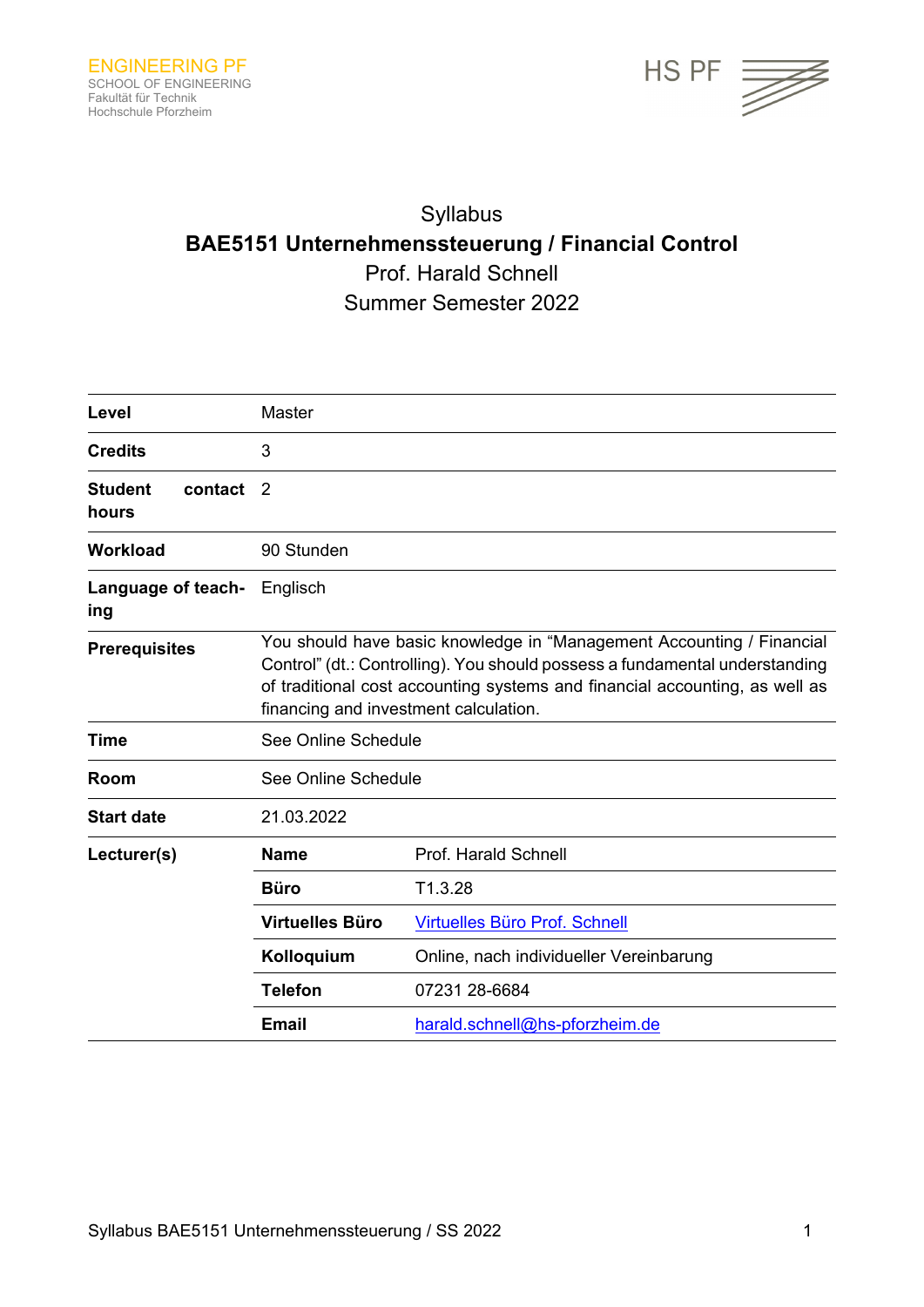ENGINEERING PF
SCHOOL OF ENGINEERING
Fakultät für Technik
Hochschule Pforzheim

HS PF

# Syllabus
# BAE5151 Unternehmenssteuerung / Financial Control
Prof. Harald Schnell
Summer Semester 2022

| | | |
|---|---|---|
| **Level** | Master | |
| **Credits** | 3 | |
| **Student contact hours** | 2 | |
| **Workload** | 90 Stunden | |
| **Language of teaching** | Englisch | |
| **Prerequisites** | You should have basic knowledge in “Management Accounting / Financial Control” (dt.: Controlling). You should possess a fundamental understanding of traditional cost accounting systems and financial accounting, as well as financing and investment calculation. | |
| **Time** | See Online Schedule | |
| **Room** | See Online Schedule | |
| **Start date** | 21.03.2022 | |
| **Lecturer(s)** | **Name** | Prof. Harald Schnell |
| | **Büro** | T1.3.28 |
| | **Virtuelles Büro** | [Virtuelles Büro Prof. Schnell]() |
| | **Kolloquium** | Online, nach individueller Vereinbarung |
| | **Telefon** | 07231 28-6684 |
| | **Email** | [harald.schnell@hs-pforzheim.de](mailto:harald.schnell@hs-pforzheim.de) |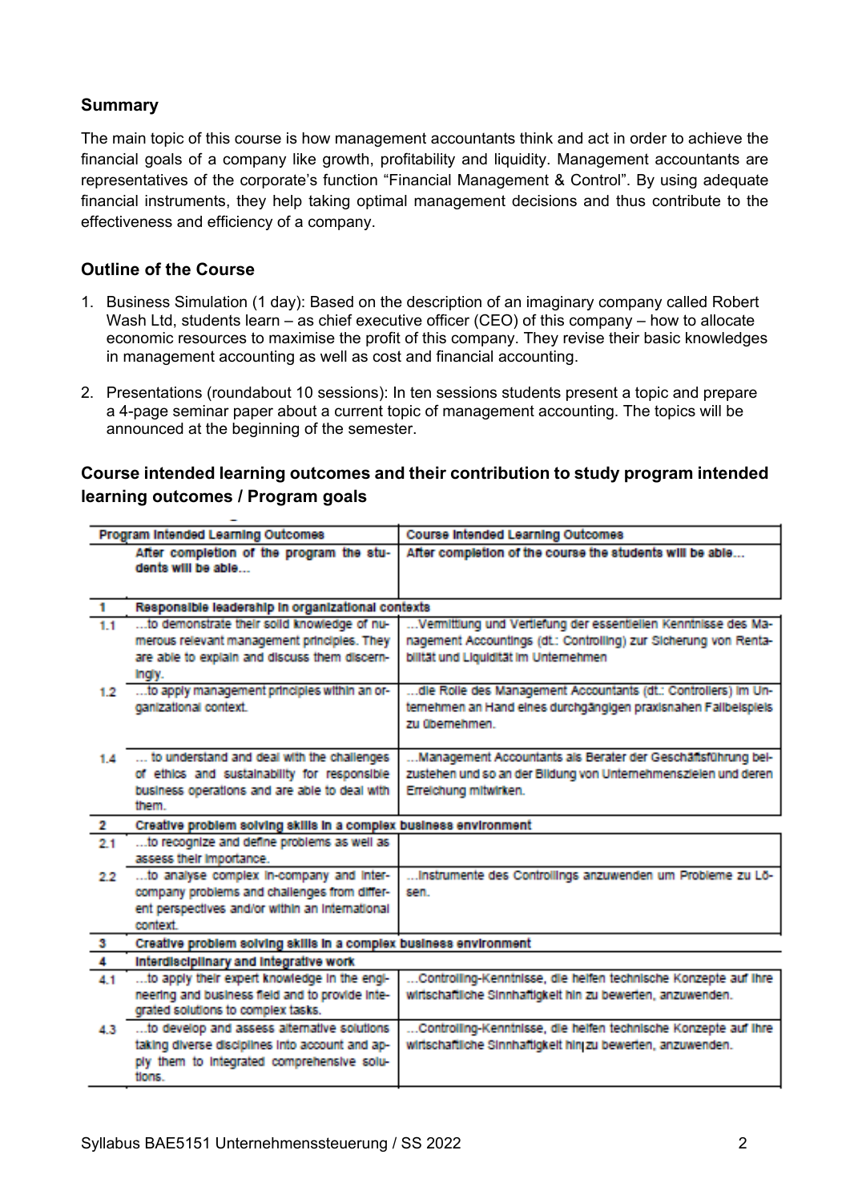## Summary

The main topic of this course is how management accountants think and act in order to achieve the financial goals of a company like growth, profitability and liquidity. Management accountants are representatives of the corporate's function "Financial Management & Control". By using adequate financial instruments, they help taking optimal management decisions and thus contribute to the effectiveness and efficiency of a company.

## Outline of the Course

1. Business Simulation (1 day): Based on the description of an imaginary company called Robert Wash Ltd, students learn – as chief executive officer (CEO) of this company – how to allocate economic resources to maximise the profit of this company. They revise their basic knowledges in management accounting as well as cost and financial accounting.
2. Presentations (roundabout 10 sessions): In ten sessions students present a topic and prepare a 4-page seminar paper about a current topic of management accounting. The topics will be announced at the beginning of the semester.

## Course intended learning outcomes and their contribution to study program intended learning outcomes / Program goals

| Program Intended Learning Outcomes | | Course Intended Learning Outcomes |
|---|---|---|
| | After completion of the program the students will be able… | After completion of the course the students will be able… |
| **1** | **Responsible leadership in organizational contexts** | |
| 1.1 | …to demonstrate their solid knowledge of numerous relevant management principles. They are able to explain and discuss them discerningly. | …Vermittlung und Vertiefung der essentiellen Kenntnisse des Management Accountings (dt.: Controlling) zur Sicherung von Rentabilität und Liquidität im Unternehmen |
| 1.2 | …to apply management principles within an organizational context. | …die Rolle des Management Accountants (dt.: Controllers) im Unternehmen an Hand eines durchgängigen praxisnahen Fallbeispiels zu übernehmen. |
| 1.4 | … to understand and deal with the challenges of ethics and sustainability for responsible business operations and are able to deal with them. | …Management Accountants als Berater der Geschäftsführung beizustehen und so an der Bildung von Unternehmenszielen und deren Erreichung mitwirken. |
| **2** | **Creative problem solving skills in a complex business environment** | |
| 2.1 | …to recognize and define problems as well as assess their importance. | |
| 2.2 | …to analyse complex in-company and inter-company problems and challenges from different perspectives and/or within an international context. | …Instrumente des Controllings anzuwenden um Probleme zu Lösen. |
| **3** | **Creative problem solving skills in a complex business environment** | |
| **4** | **Interdisciplinary and integrative work** | |
| 4.1 | …to apply their expert knowledge in the engineering and business field and to provide integrated solutions to complex tasks. | …Controlling-Kenntnisse, die helfen technische Konzepte auf ihre wirtschaftliche Sinnhaftigkeit hin zu bewerten, anzuwenden. |
| 4.3 | …to develop and assess alternative solutions taking diverse disciplines into account and apply them to integrated comprehensive solutions. | …Controlling-Kenntnisse, die helfen technische Konzepte auf ihre wirtschaftliche Sinnhaftigkeit hin zu bewerten, anzuwenden. |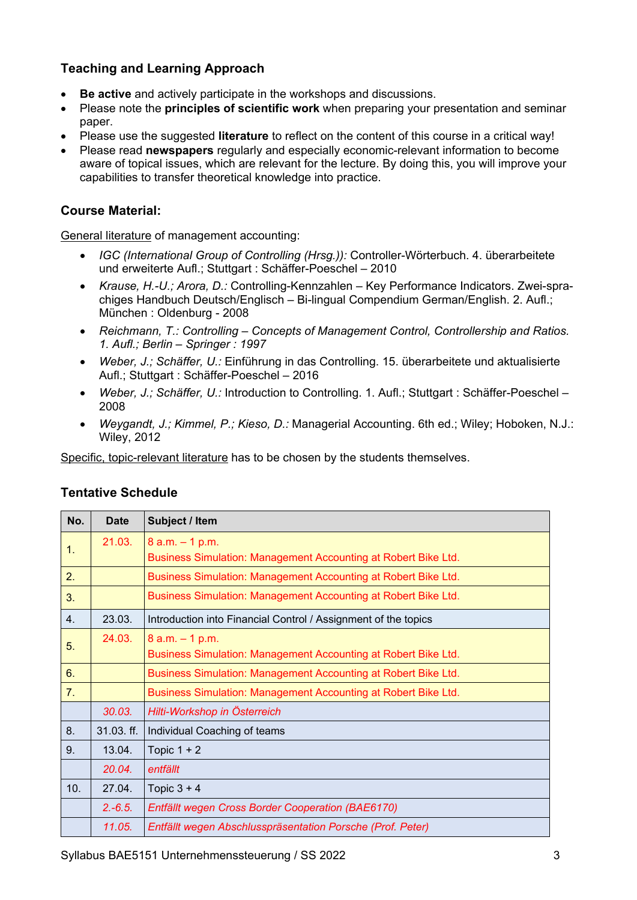### Teaching and Learning Approach

- **Be active** and actively participate in the workshops and discussions.
- Please note the **principles of scientific work** when preparing your presentation and seminar paper.
- Please use the suggested **literature** to reflect on the content of this course in a critical way!
- Please read **newspapers** regularly and especially economic-relevant information to become aware of topical issues, which are relevant for the lecture. By doing this, you will improve your capabilities to transfer theoretical knowledge into practice.

### Course Material:

General literature of management accounting:

- *IGC (International Group of Controlling (Hrsg.)):* Controller-Wörterbuch. 4. überarbeitete und erweiterte Aufl.; Stuttgart : Schäffer-Poeschel – 2010
- *Krause, H.-U.; Arora, D.:* Controlling-Kennzahlen – Key Performance Indicators. Zwei-sprachiges Handbuch Deutsch/Englisch – Bi-lingual Compendium German/English. 2. Aufl.; München : Oldenburg - 2008
- *Reichmann, T.: Controlling – Concepts of Management Control, Controllership and Ratios. 1. Aufl.; Berlin – Springer : 1997*
- *Weber, J.; Schäffer, U.:* Einführung in das Controlling. 15. überarbeitete und aktualisierte Aufl.; Stuttgart : Schäffer-Poeschel – 2016
- *Weber, J.; Schäffer, U.:* Introduction to Controlling. 1. Aufl.; Stuttgart : Schäffer-Poeschel – 2008
- *Weygandt, J.; Kimmel, P.; Kieso, D.:* Managerial Accounting. 6th ed.; Wiley; Hoboken, N.J.: Wiley, 2012

Specific, topic-relevant literature has to be chosen by the students themselves.

### Tentative Schedule

| No. | Date | Subject / Item |
|---|---|---|
| 1. | 21.03. | 8 a.m. – 1 p.m.<br>Business Simulation: Management Accounting at Robert Bike Ltd. |
| 2. | | Business Simulation: Management Accounting at Robert Bike Ltd. |
| 3. | | Business Simulation: Management Accounting at Robert Bike Ltd. |
| 4. | 23.03. | Introduction into Financial Control / Assignment of the topics |
| 5. | 24.03. | 8 a.m. – 1 p.m.<br>Business Simulation: Management Accounting at Robert Bike Ltd. |
| 6. | | Business Simulation: Management Accounting at Robert Bike Ltd. |
| 7. | | Business Simulation: Management Accounting at Robert Bike Ltd. |
| | *30.03.* | *Hilti-Workshop in Österreich* |
| 8. | 31.03. ff. | Individual Coaching of teams |
| 9. | 13.04. | Topic 1 + 2 |
| | *20.04.* | *entfällt* |
| 10. | 27.04. | Topic 3 + 4 |
| | *2.-6.5.* | *Entfällt wegen Cross Border Cooperation (BAE6170)* |
| | *11.05.* | *Entfällt wegen Abschlusspräsentation Porsche (Prof. Peter)* |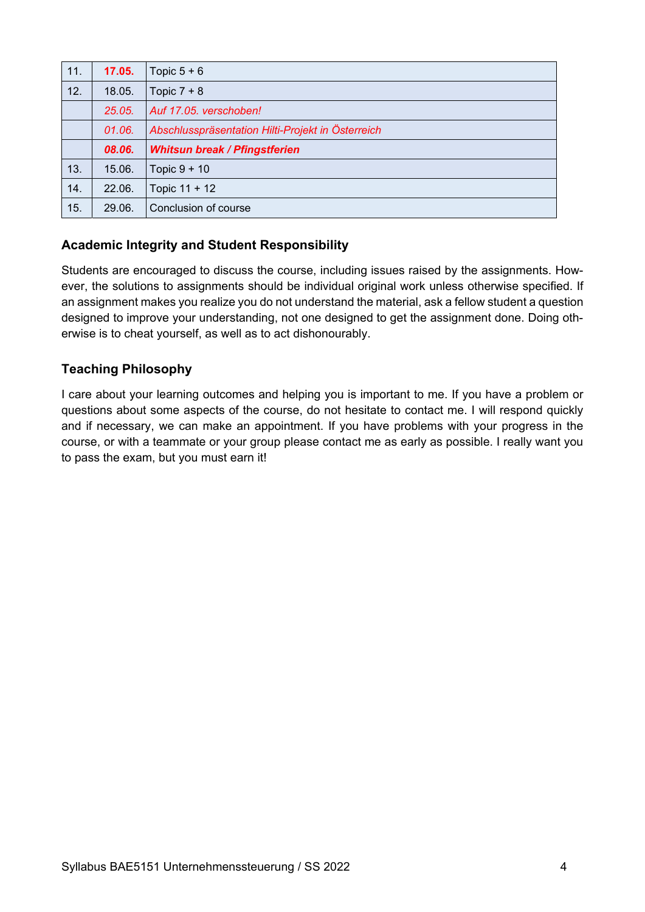| | | |
|---|---|---|
| 11. | **17.05.** | Topic 5 + 6 |
| 12. | 18.05. | Topic 7 + 8 |
| | *25.05.* | *Auf 17.05. verschoben!* |
| | *01.06.* | *Abschlusspräsentation Hilti-Projekt in Österreich* |
| | ***08.06.*** | ***Whitsun break / Pfingstferien*** |
| 13. | 15.06. | Topic 9 + 10 |
| 14. | 22.06. | Topic 11 + 12 |
| 15. | 29.06. | Conclusion of course |

### Academic Integrity and Student Responsibility

Students are encouraged to discuss the course, including issues raised by the assignments. However, the solutions to assignments should be individual original work unless otherwise specified. If an assignment makes you realize you do not understand the material, ask a fellow student a question designed to improve your understanding, not one designed to get the assignment done. Doing otherwise is to cheat yourself, as well as to act dishonourably.

### Teaching Philosophy

I care about your learning outcomes and helping you is important to me. If you have a problem or questions about some aspects of the course, do not hesitate to contact me. I will respond quickly and if necessary, we can make an appointment. If you have problems with your progress in the course, or with a teammate or your group please contact me as early as possible. I really want you to pass the exam, but you must earn it!